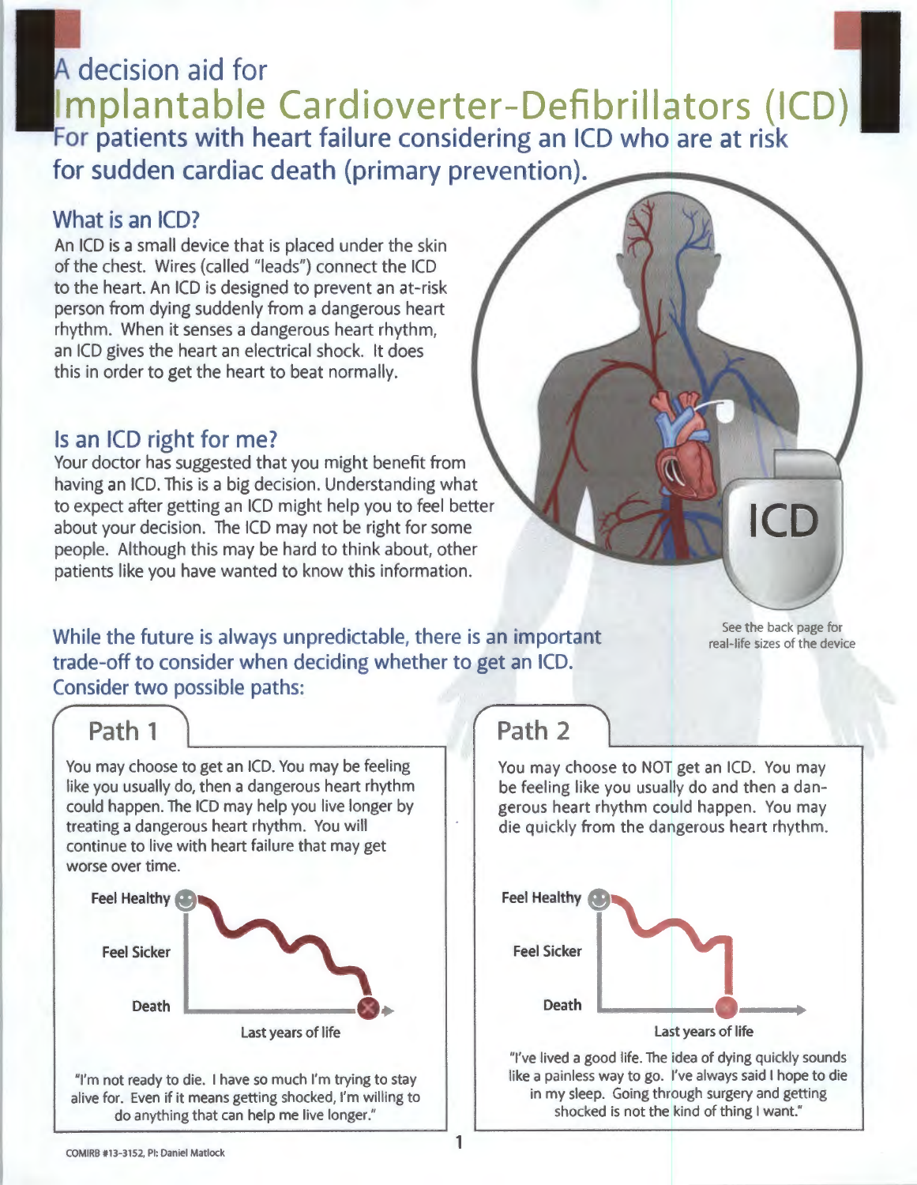# A decision aid for Implantable Cardioverter-Defibrillators (ICD)

## For patients with heart failure considering an ICD who are at risk for sudden cardiac death (primary prevention).

### What is an ICD?

An ICD is a small device that is placed under the skin of the chest. Wires (called "leads") connect the ICD to the heart. An ICD is designed to prevent an at-risk person from dying suddenly from a dangerous heart rhythm. When it senses a dangerous heart rhythm, an ICD gives the heart an electrical shock. It does this in order to get the heart to beat normally.

### Is an ICD right for me?

Your doctor has suggested that you might benefit from having an ICD. This is a big decision. Understanding what to expect after getting an ICD might help you to feel better about your decision. The ICD may not be right for some people. Although this may be hard to think about, other patients like you have wanted to know this information.

ICD

See the back page for real-life sizes of the device

### While the future is always unpredictable, there is an important trade-off to consider when deciding whether to get an ICD. Consider two possible paths:

#### Path 1

You may choose to get an ICD. You may be feeling like you usually do, then a dangerous heart rhythm could happen. The ICD may help you live longer by treating a dangerous heart rhythm. You will continue to live with heart failure that may get worse over time.

Feel Healthy / Feel Sicker / Death — Last years of life

"I'm not ready to die. I have so much I'm trying to stay alive for. Even if it means getting shocked, I'm willing to do anything that can help me live longer."

#### Path 2

You may choose to NOT get an ICD. You may be feeling like you usually do and then a dangerous heart rhythm could happen. You may die quickly from the dangerous heart rhythm.

Feel Healthy / Feel Sicker / Death — Last years of life

"I've lived a good life. The idea of dying quickly sounds like a painless way to go. I've always said I hope to die in my sleep. Going through surgery and getting shocked is not the kind of thing I want."

COMIRB #13-3152, PI: Daniel Matlock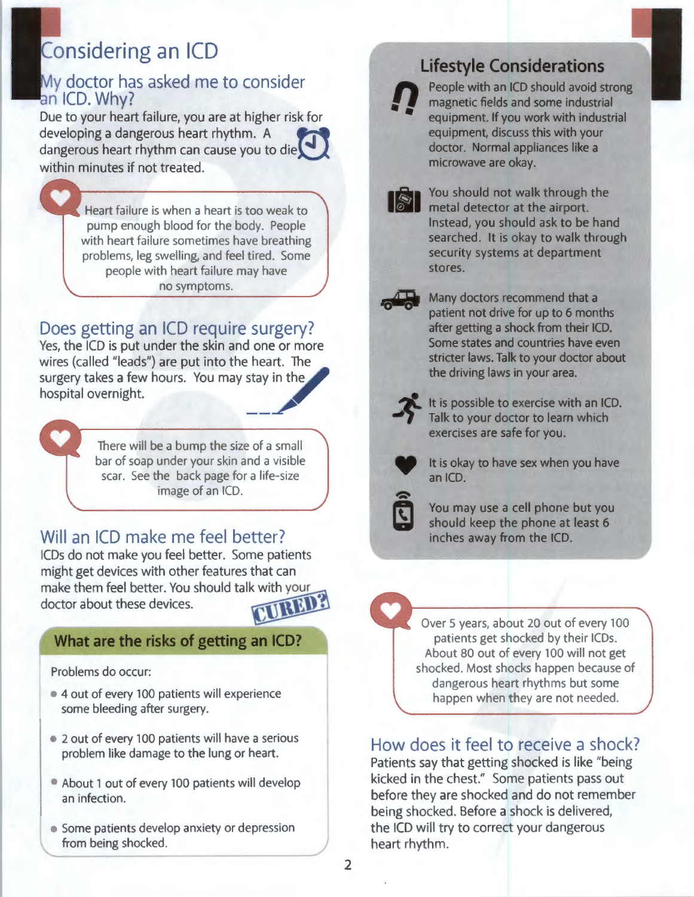# Considering an ICD

## My doctor has asked me to consider an ICD. Why?

Due to your heart failure, you are at higher risk for developing a dangerous heart rhythm. A dangerous heart rhythm can cause you to die within minutes if not treated.

> Heart failure is when a heart is too weak to pump enough blood for the body. People with heart failure sometimes have breathing problems, leg swelling, and feel tired. Some people with heart failure may have no symptoms.

## Does getting an ICD require surgery?

Yes, the ICD is put under the skin and one or more wires (called "leads") are put into the heart. The surgery takes a few hours. You may stay in the hospital overnight.

> There will be a bump the size of a small bar of soap under your skin and a visible scar. See the back page for a life-size image of an ICD.

## Will an ICD make me feel better?

ICDs do not make you feel better. Some patients might get devices with other features that can make them feel better. You should talk with your doctor about these devices.

CURED?

### What are the risks of getting an ICD?

Problems do occur:

- 4 out of every 100 patients will experience some bleeding after surgery.
- 2 out of every 100 patients will have a serious problem like damage to the lung or heart.
- About 1 out of every 100 patients will develop an infection.
- Some patients develop anxiety or depression from being shocked.

### Lifestyle Considerations

- People with an ICD should avoid strong magnetic fields and some industrial equipment. If you work with industrial equipment, discuss this with your doctor. Normal appliances like a microwave are okay.
- You should not walk through the metal detector at the airport. Instead, you should ask to be hand searched. It is okay to walk through security systems at department stores.
- Many doctors recommend that a patient not drive for up to 6 months after getting a shock from their ICD. Some states and countries have even stricter laws. Talk to your doctor about the driving laws in your area.
- It is possible to exercise with an ICD. Talk to your doctor to learn which exercises are safe for you.
- It is okay to have sex when you have an ICD.
- You may use a cell phone but you should keep the phone at least 6 inches away from the ICD.

> Over 5 years, about 20 out of every 100 patients get shocked by their ICDs. About 80 out of every 100 will not get shocked. Most shocks happen because of dangerous heart rhythms but some happen when they are not needed.

## How does it feel to receive a shock?

Patients say that getting shocked is like "being kicked in the chest." Some patients pass out before they are shocked and do not remember being shocked. Before a shock is delivered, the ICD will try to correct your dangerous heart rhythm.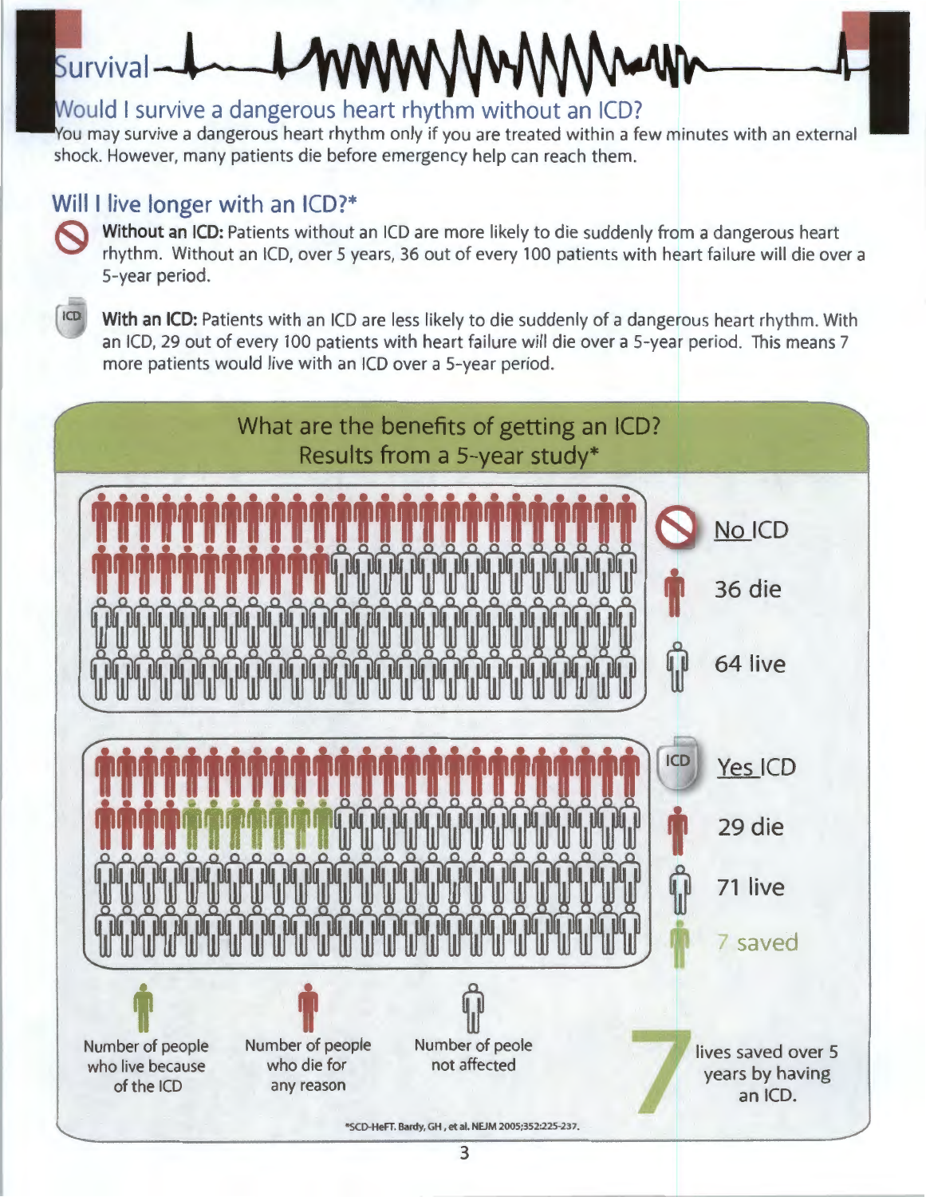# Survival

## Would I survive a dangerous heart rhythm without an ICD?

You may survive a dangerous heart rhythm only if you are treated within a few minutes with an external shock. However, many patients die before emergency help can reach them.

## Will I live longer with an ICD?*

**Without an ICD:** Patients without an ICD are more likely to die suddenly from a dangerous heart rhythm. Without an ICD, over 5 years, 36 out of every 100 patients with heart failure will die over a 5-year period.

**With an ICD:** Patients with an ICD are less likely to die suddenly of a dangerous heart rhythm. With an ICD, 29 out of every 100 patients with heart failure will die over a 5-year period. This means 7 more patients would live with an ICD over a 5-year period.

### What are the benefits of getting an ICD?
### Results from a 5-year study*

**No ICD**
- 36 die
- 64 live

**Yes ICD**
- 29 die
- 71 live
- 7 saved

Number of people who live because of the ICD

Number of people who die for any reason

Number of peole not affected

**7** lives saved over 5 years by having an ICD.

*SCD-HeFT. Bardy, GH, et al. NEJM 2005;352:225-237.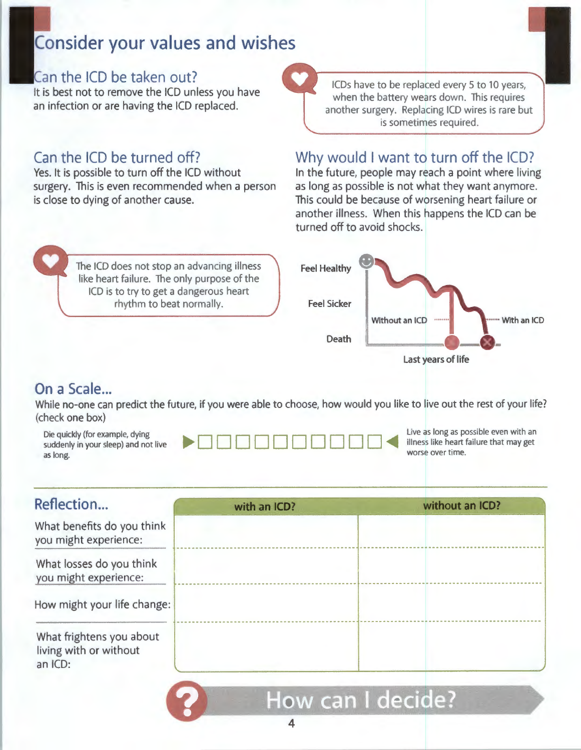# Consider your values and wishes

## Can the ICD be taken out?

It is best not to remove the ICD unless you have an infection or are having the ICD replaced.

> ICDs have to be replaced every 5 to 10 years, when the battery wears down. This requires another surgery. Replacing ICD wires is rare but is sometimes required.

## Can the ICD be turned off?

Yes. It is possible to turn off the ICD without surgery. This is even recommended when a person is close to dying of another cause.

> The ICD does not stop an advancing illness like heart failure. The only purpose of the ICD is to try to get a dangerous heart rhythm to beat normally.

## Why would I want to turn off the ICD?

In the future, people may reach a point where living as long as possible is not what they want anymore. This could be because of worsening heart failure or another illness. When this happens the ICD can be turned off to avoid shocks.

Feel Healthy

Feel Sicker

Death

Without an ICD

With an ICD

Last years of life

## On a Scale...

While no-one can predict the future, if you were able to choose, how would you like to live out the rest of your life? (check one box)

Die quickly (for example, dying suddenly in your sleep) and not live as long. ▶ ☐ ☐ ☐ ☐ ☐ ☐ ☐ ☐ ☐ ☐ ◀ Live as long as possible even with an illness like heart failure that may get worse over time.

## Reflection...

| | with an ICD? | without an ICD? |
|---|---|---|
| What benefits do you think you might experience: | | |
| What losses do you think you might experience: | | |
| How might your life change: | | |
| What frightens you about living with or without an ICD: | | |

**How can I decide?**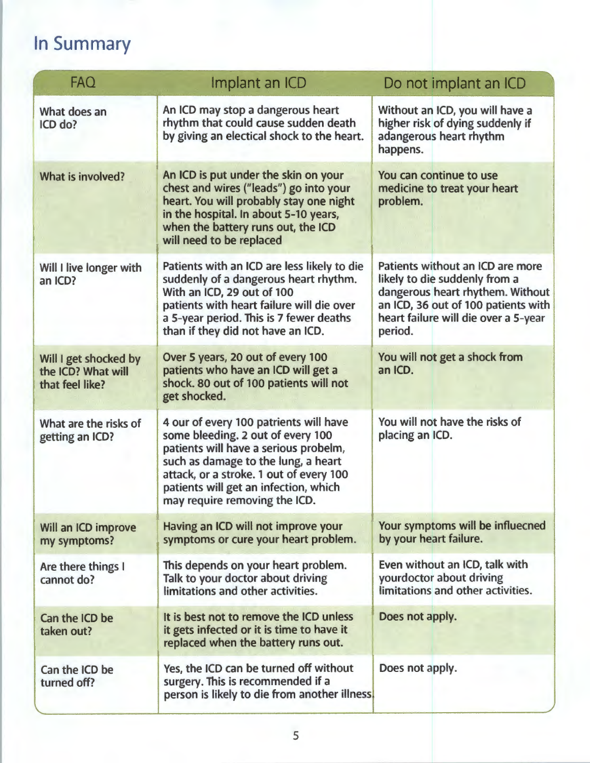# In Summary

| FAQ | Implant an ICD | Do not implant an ICD |
|---|---|---|
| What does an ICD do? | An ICD may stop a dangerous heart rhythm that could cause sudden death by giving an electical shock to the heart. | Without an ICD, you will have a higher risk of dying suddenly if adangerous heart rhythm happens. |
| What is involved? | An ICD is put under the skin on your chest and wires ("leads") go into your heart. You will probably stay one night in the hospital. In about 5-10 years, when the battery runs out, the ICD will need to be replaced | You can continue to use medicine to treat your heart problem. |
| Will I live longer with an ICD? | Patients with an ICD are less likely to die suddenly of a dangerous heart rhythm. With an ICD, 29 out of 100 patients with heart failure will die over a 5-year period. This is 7 fewer deaths than if they did not have an ICD. | Patients without an ICD are more likely to die suddenly from a dangerous heart rhythem. Without an ICD, 36 out of 100 patients with heart failure will die over a 5-year period. |
| Will I get shocked by the ICD? What will that feel like? | Over 5 years, 20 out of every 100 patients who have an ICD will get a shock. 80 out of 100 patients will not get shocked. | You will not get a shock from an ICD. |
| What are the risks of getting an ICD? | 4 our of every 100 patrients will have some bleeding. 2 out of every 100 patients will have a serious probelm, such as damage to the lung, a heart attack, or a stroke. 1 out of every 100 patients will get an infection, which may require removing the ICD. | You will not have the risks of placing an ICD. |
| Will an ICD improve my symptoms? | Having an ICD will not improve your symptoms or cure your heart problem. | Your symptoms will be influecned by your heart failure. |
| Are there things I cannot do? | This depends on your heart problem. Talk to your doctor about driving limitations and other activities. | Even without an ICD, talk with yourdoctor about driving limitations and other activities. |
| Can the ICD be taken out? | It is best not to remove the ICD unless it gets infected or it is time to have it replaced when the battery runs out. | Does not apply. |
| Can the ICD be turned off? | Yes, the ICD can be turned off without surgery. This is recommended if a person is likely to die from another illness. | Does not apply. |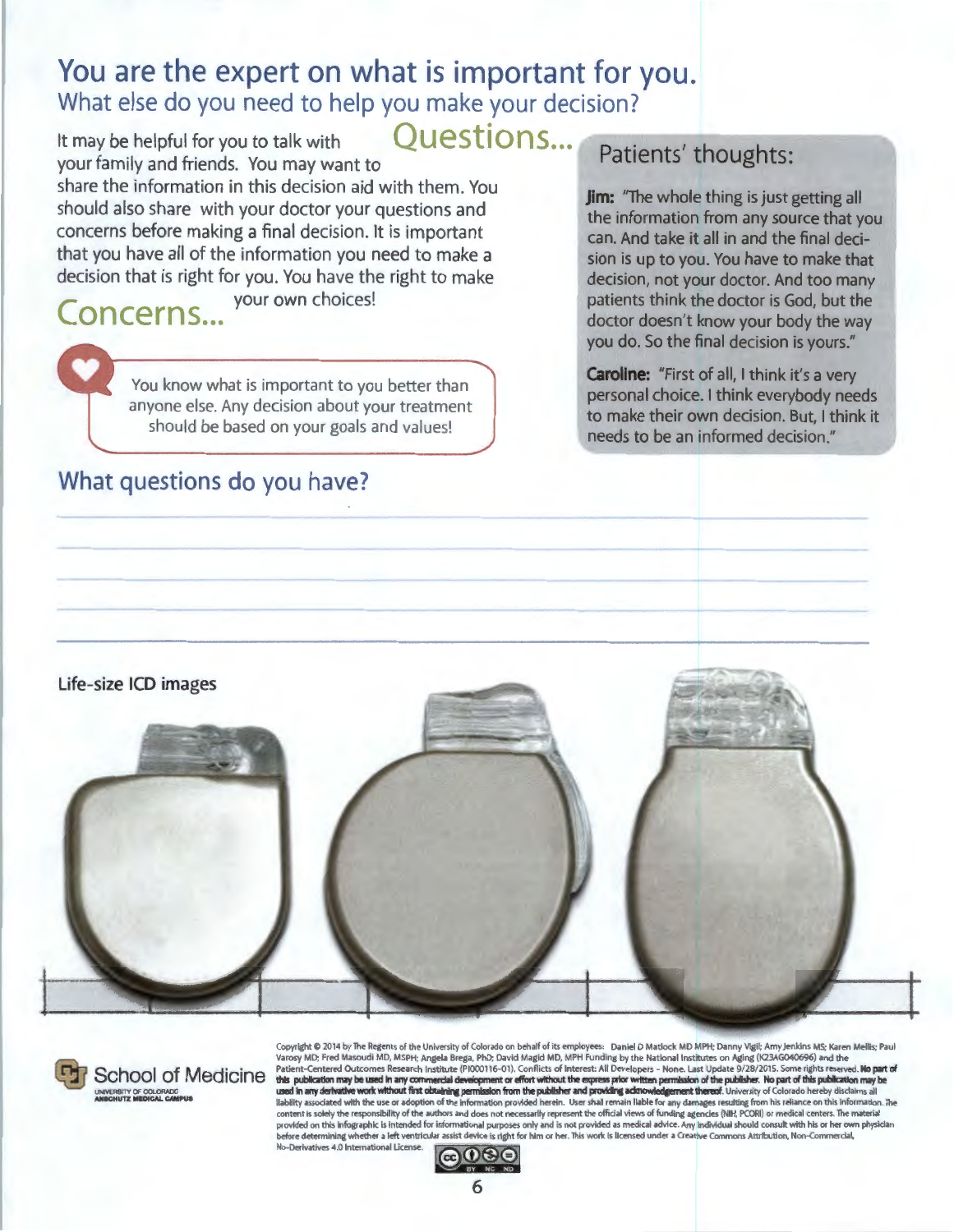# You are the expert on what is important for you.

## What else do you need to help you make your decision?

It may be helpful for you to talk with your family and friends. You may want to share the information in this decision aid with them. You should also share with your doctor your questions and concerns before making a final decision. It is important that you have all of the information you need to make a decision that is right for you. You have the right to make your own choices!

Questions...

Concerns...

You know what is important to you better than anyone else. Any decision about your treatment should be based on your goals and values!

### Patients' thoughts:

**Jim:** "The whole thing is just getting all the information from any source that you can. And take it all in and the final decision is up to you. You have to make that decision, not your doctor. And too many patients think the doctor is God, but the doctor doesn't know your body the way you do. So the final decision is yours."

**Caroline:** "First of all, I think it's a very personal choice. I think everybody needs to make their own decision. But, I think it needs to be an informed decision."

## What questions do you have?

\_\_\_\_\_\_\_\_\_\_\_\_\_\_\_\_\_\_\_\_\_\_\_\_\_\_\_\_\_\_\_\_\_\_\_\_\_\_\_\_

\_\_\_\_\_\_\_\_\_\_\_\_\_\_\_\_\_\_\_\_\_\_\_\_\_\_\_\_\_\_\_\_\_\_\_\_\_\_\_\_

\_\_\_\_\_\_\_\_\_\_\_\_\_\_\_\_\_\_\_\_\_\_\_\_\_\_\_\_\_\_\_\_\_\_\_\_\_\_\_\_

\_\_\_\_\_\_\_\_\_\_\_\_\_\_\_\_\_\_\_\_\_\_\_\_\_\_\_\_\_\_\_\_\_\_\_\_\_\_\_\_

\_\_\_\_\_\_\_\_\_\_\_\_\_\_\_\_\_\_\_\_\_\_\_\_\_\_\_\_\_\_\_\_\_\_\_\_\_\_\_\_

Life-size ICD images

School of Medicine
UNIVERSITY OF COLORADO
ANSCHUTZ MEDICAL CAMPUS

Copyright © 2014 by The Regents of the University of Colorado on behalf of its employees: Daniel D Matlock MD MPH; Danny Vigil; Amy Jenkins MS; Karen Mellis; Paul Varosy MD; Fred Masoudi MD, MSPH; Angela Brega, PhD; David Magid MD, MPH Funding by the National Institutes on Aging (K23AG040696) and the Patient-Centered Outcomes Research Institute (PI000116-01). Conflicts of Interest: All Developers - None. Last Update 9/28/2015. Some rights reserved. **No part of this publication may be used in any commercial development or effort without the express prior written permission of the publisher. No part of this publication may be used in any derivative work without first obtaining permission from the publisher and providing acknowledgement thereof.** University of Colorado hereby disclaims all liability associated with the use or adoption of the information provided herein. User shall remain liable for any damages resulting from his reliance on this information. The content is solely the responsibility of the authors and does not necessarily represent the official views of funding agencies (NIH, PCORI) or medical centers. The material provided on this infographic is intended for informational purposes only and is not provided as medical advice. Any individual should consult with his or her own physician before determining whether a left ventricular assist device is right for him or her. This work is licensed under a Creative Commons Attribution, Non-Commercial, No-Derivatives 4.0 International License.